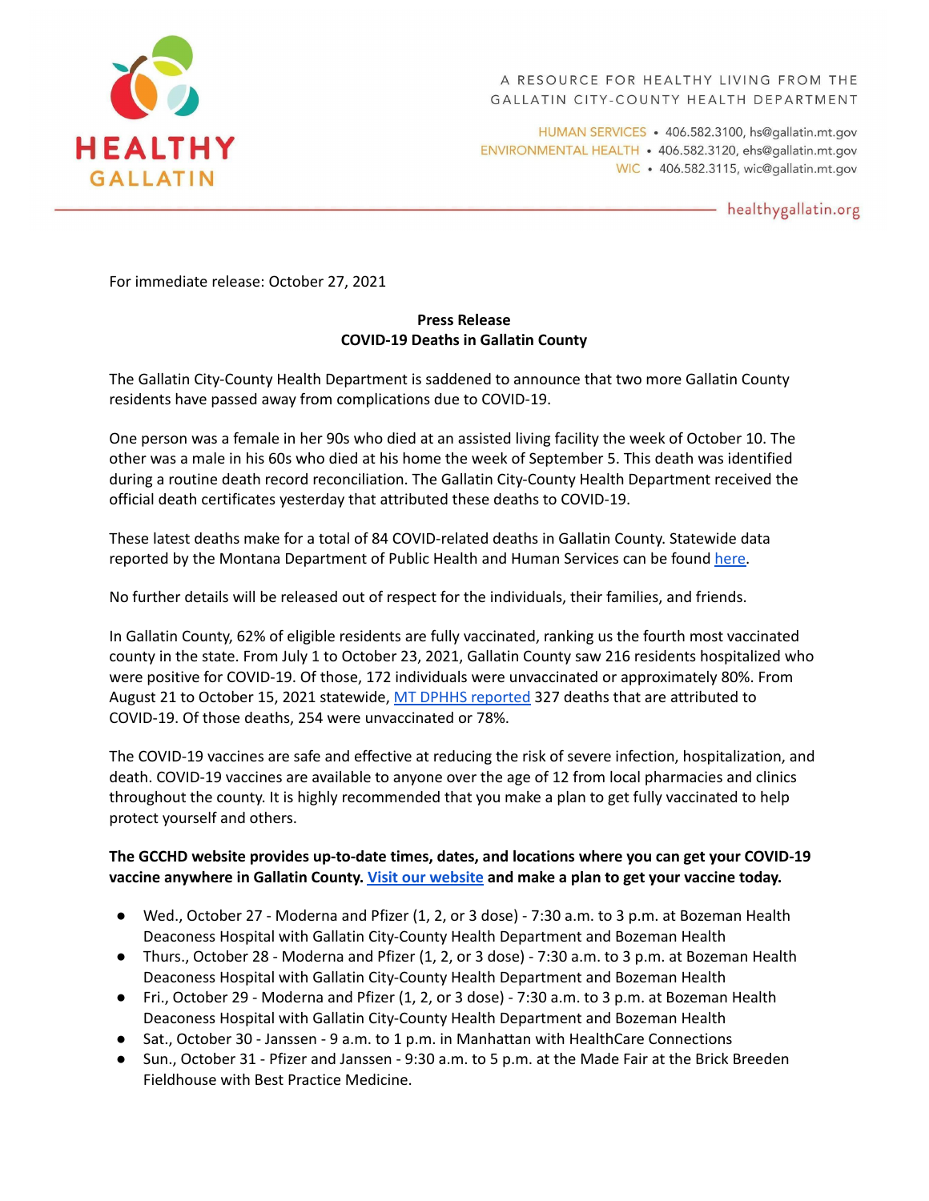HEALTHY GALLATIN

A RESOURCE FOR HEALTHY LIVING FROM THE GALLATIN CITY-COUNTY HEALTH DEPARTMENT

HUMAN SERVICES • 406.582.3100, hs@gallatin.mt.gov
ENVIRONMENTAL HEALTH • 406.582.3120, ehs@gallatin.mt.gov
WIC • 406.582.3115, wic@gallatin.mt.gov

healthygallatin.org

For immediate release: October 27, 2021

**Press Release**
**COVID-19 Deaths in Gallatin County**

The Gallatin City-County Health Department is saddened to announce that two more Gallatin County residents have passed away from complications due to COVID-19.

One person was a female in her 90s who died at an assisted living facility the week of October 10. The other was a male in his 60s who died at his home the week of September 5. This death was identified during a routine death record reconciliation. The Gallatin City-County Health Department received the official death certificates yesterday that attributed these deaths to COVID-19.

These latest deaths make for a total of 84 COVID-related deaths in Gallatin County. Statewide data reported by the Montana Department of Public Health and Human Services can be found [here].

No further details will be released out of respect for the individuals, their families, and friends.

In Gallatin County, 62% of eligible residents are fully vaccinated, ranking us the fourth most vaccinated county in the state. From July 1 to October 23, 2021, Gallatin County saw 216 residents hospitalized who were positive for COVID-19. Of those, 172 individuals were unvaccinated or approximately 80%. From August 21 to October 15, 2021 statewide, [MT DPHHS reported] 327 deaths that are attributed to COVID-19. Of those deaths, 254 were unvaccinated or 78%.

The COVID-19 vaccines are safe and effective at reducing the risk of severe infection, hospitalization, and death. COVID-19 vaccines are available to anyone over the age of 12 from local pharmacies and clinics throughout the county. It is highly recommended that you make a plan to get fully vaccinated to help protect yourself and others.

**The GCCHD website provides up-to-date times, dates, and locations where you can get your COVID-19 vaccine anywhere in Gallatin County. [Visit our website] and make a plan to get your vaccine today.**

- Wed., October 27 - Moderna and Pfizer (1, 2, or 3 dose) - 7:30 a.m. to 3 p.m. at Bozeman Health Deaconess Hospital with Gallatin City-County Health Department and Bozeman Health
- Thurs., October 28 - Moderna and Pfizer (1, 2, or 3 dose) - 7:30 a.m. to 3 p.m. at Bozeman Health Deaconess Hospital with Gallatin City-County Health Department and Bozeman Health
- Fri., October 29 - Moderna and Pfizer (1, 2, or 3 dose) - 7:30 a.m. to 3 p.m. at Bozeman Health Deaconess Hospital with Gallatin City-County Health Department and Bozeman Health
- Sat., October 30 - Janssen - 9 a.m. to 1 p.m. in Manhattan with HealthCare Connections
- Sun., October 31 - Pfizer and Janssen - 9:30 a.m. to 5 p.m. at the Made Fair at the Brick Breeden Fieldhouse with Best Practice Medicine.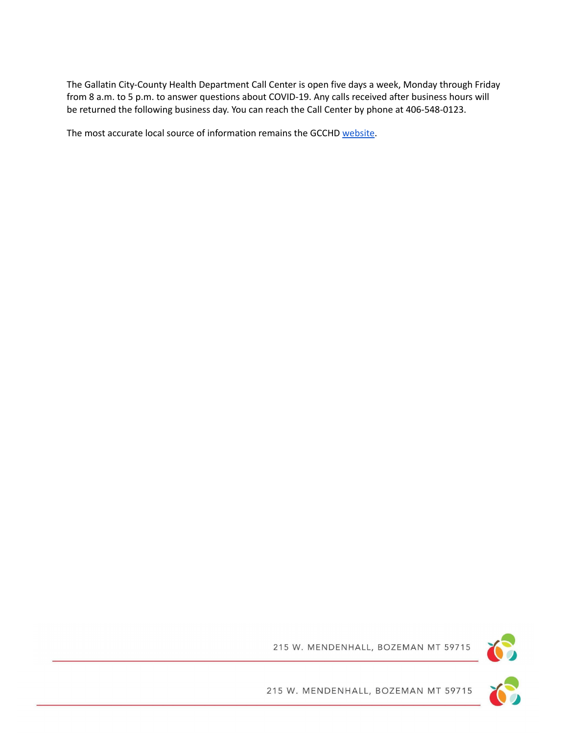The Gallatin City-County Health Department Call Center is open five days a week, Monday through Friday from 8 a.m. to 5 p.m. to answer questions about COVID-19. Any calls received after business hours will be returned the following business day. You can reach the Call Center by phone at 406-548-0123.

The most accurate local source of information remains the GCCHD website.